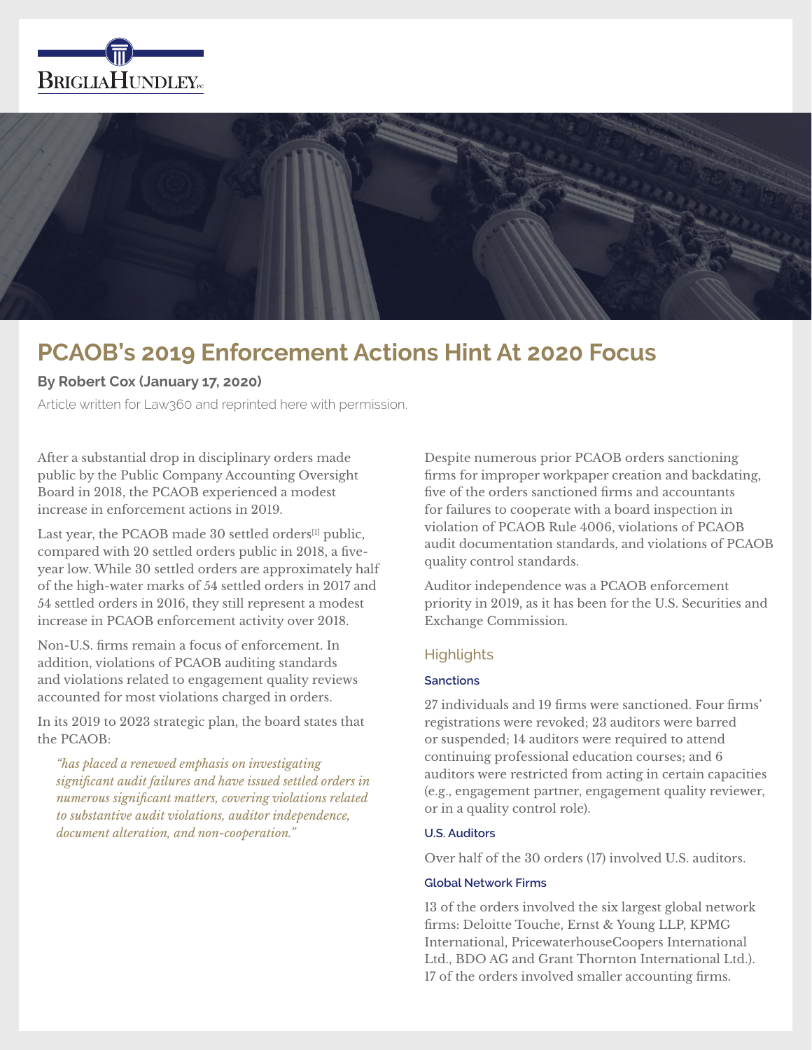BrigliaHundley PC

# PCAOB's 2019 Enforcement Actions Hint At 2020 Focus

**By Robert Cox (January 17, 2020)**

Article written for Law360 and reprinted here with permission.

After a substantial drop in disciplinary orders made public by the Public Company Accounting Oversight Board in 2018, the PCAOB experienced a modest increase in enforcement actions in 2019.

Last year, the PCAOB made 30 settled orders[1] public, compared with 20 settled orders public in 2018, a five-year low. While 30 settled orders are approximately half of the high-water marks of 54 settled orders in 2017 and 54 settled orders in 2016, they still represent a modest increase in PCAOB enforcement activity over 2018.

Non-U.S. firms remain a focus of enforcement. In addition, violations of PCAOB auditing standards and violations related to engagement quality reviews accounted for most violations charged in orders.

In its 2019 to 2023 strategic plan, the board states that the PCAOB:

> *"has placed a renewed emphasis on investigating significant audit failures and have issued settled orders in numerous significant matters, covering violations related to substantive audit violations, auditor independence, document alteration, and non-cooperation."*

Despite numerous prior PCAOB orders sanctioning firms for improper workpaper creation and backdating, five of the orders sanctioned firms and accountants for failures to cooperate with a board inspection in violation of PCAOB Rule 4006, violations of PCAOB audit documentation standards, and violations of PCAOB quality control standards.

Auditor independence was a PCAOB enforcement priority in 2019, as it has been for the U.S. Securities and Exchange Commission.

## Highlights

### Sanctions

27 individuals and 19 firms were sanctioned. Four firms' registrations were revoked; 23 auditors were barred or suspended; 14 auditors were required to attend continuing professional education courses; and 6 auditors were restricted from acting in certain capacities (e.g., engagement partner, engagement quality reviewer, or in a quality control role).

### U.S. Auditors

Over half of the 30 orders (17) involved U.S. auditors.

### Global Network Firms

13 of the orders involved the six largest global network firms: Deloitte Touche, Ernst & Young LLP, KPMG International, PricewaterhouseCoopers International Ltd., BDO AG and Grant Thornton International Ltd.). 17 of the orders involved smaller accounting firms.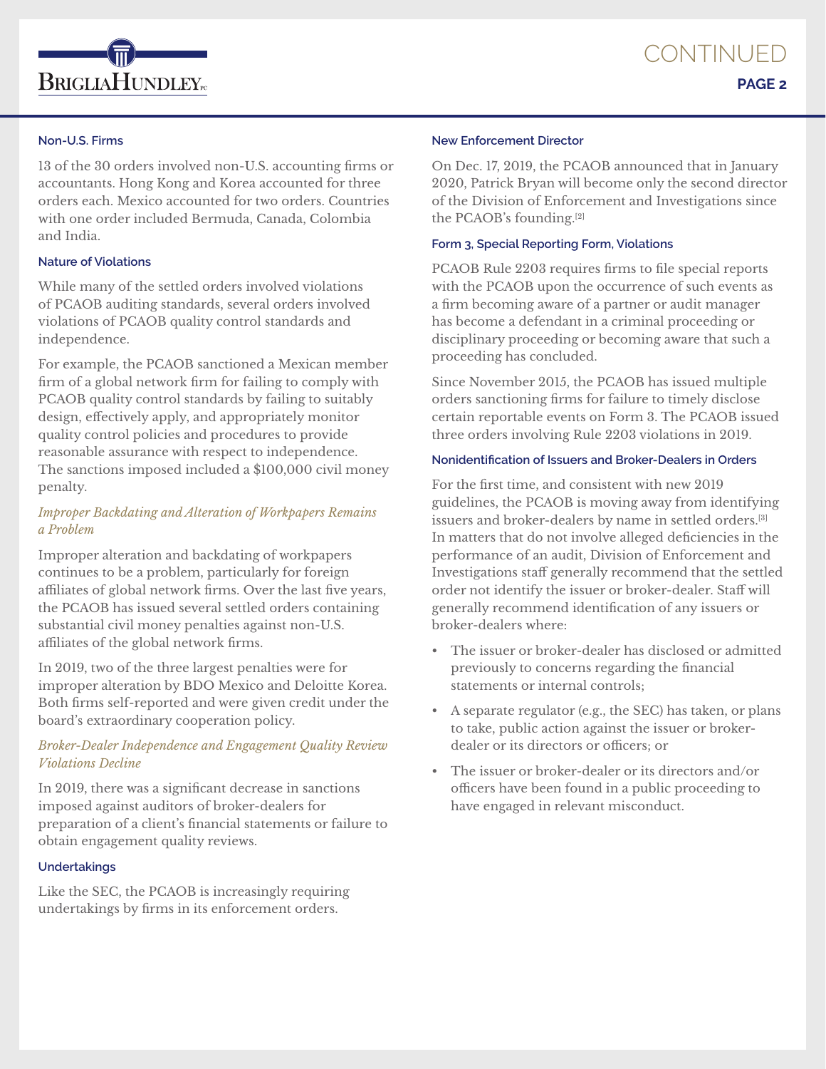### Non-U.S. Firms

13 of the 30 orders involved non-U.S. accounting firms or accountants. Hong Kong and Korea accounted for three orders each. Mexico accounted for two orders. Countries with one order included Bermuda, Canada, Colombia and India.

### Nature of Violations

While many of the settled orders involved violations of PCAOB auditing standards, several orders involved violations of PCAOB quality control standards and independence.

For example, the PCAOB sanctioned a Mexican member firm of a global network firm for failing to comply with PCAOB quality control standards by failing to suitably design, effectively apply, and appropriately monitor quality control policies and procedures to provide reasonable assurance with respect to independence. The sanctions imposed included a $100,000 civil money penalty.

#### *Improper Backdating and Alteration of Workpapers Remains a Problem*

Improper alteration and backdating of workpapers continues to be a problem, particularly for foreign affiliates of global network firms. Over the last five years, the PCAOB has issued several settled orders containing substantial civil money penalties against non-U.S. affiliates of the global network firms.

In 2019, two of the three largest penalties were for improper alteration by BDO Mexico and Deloitte Korea. Both firms self-reported and were given credit under the board's extraordinary cooperation policy.

#### *Broker-Dealer Independence and Engagement Quality Review Violations Decline*

In 2019, there was a significant decrease in sanctions imposed against auditors of broker-dealers for preparation of a client's financial statements or failure to obtain engagement quality reviews.

### Undertakings

Like the SEC, the PCAOB is increasingly requiring undertakings by firms in its enforcement orders.

### New Enforcement Director

On Dec. 17, 2019, the PCAOB announced that in January 2020, Patrick Bryan will become only the second director of the Division of Enforcement and Investigations since the PCAOB's founding.[2]

### Form 3, Special Reporting Form, Violations

PCAOB Rule 2203 requires firms to file special reports with the PCAOB upon the occurrence of such events as a firm becoming aware of a partner or audit manager has become a defendant in a criminal proceeding or disciplinary proceeding or becoming aware that such a proceeding has concluded.

Since November 2015, the PCAOB has issued multiple orders sanctioning firms for failure to timely disclose certain reportable events on Form 3. The PCAOB issued three orders involving Rule 2203 violations in 2019.

### Nonidentification of Issuers and Broker-Dealers in Orders

For the first time, and consistent with new 2019 guidelines, the PCAOB is moving away from identifying issuers and broker-dealers by name in settled orders.[3] In matters that do not involve alleged deficiencies in the performance of an audit, Division of Enforcement and Investigations staff generally recommend that the settled order not identify the issuer or broker-dealer. Staff will generally recommend identification of any issuers or broker-dealers where:

- The issuer or broker-dealer has disclosed or admitted previously to concerns regarding the financial statements or internal controls;
- A separate regulator (e.g., the SEC) has taken, or plans to take, public action against the issuer or broker-dealer or its directors or officers; or
- The issuer or broker-dealer or its directors and/or officers have been found in a public proceeding to have engaged in relevant misconduct.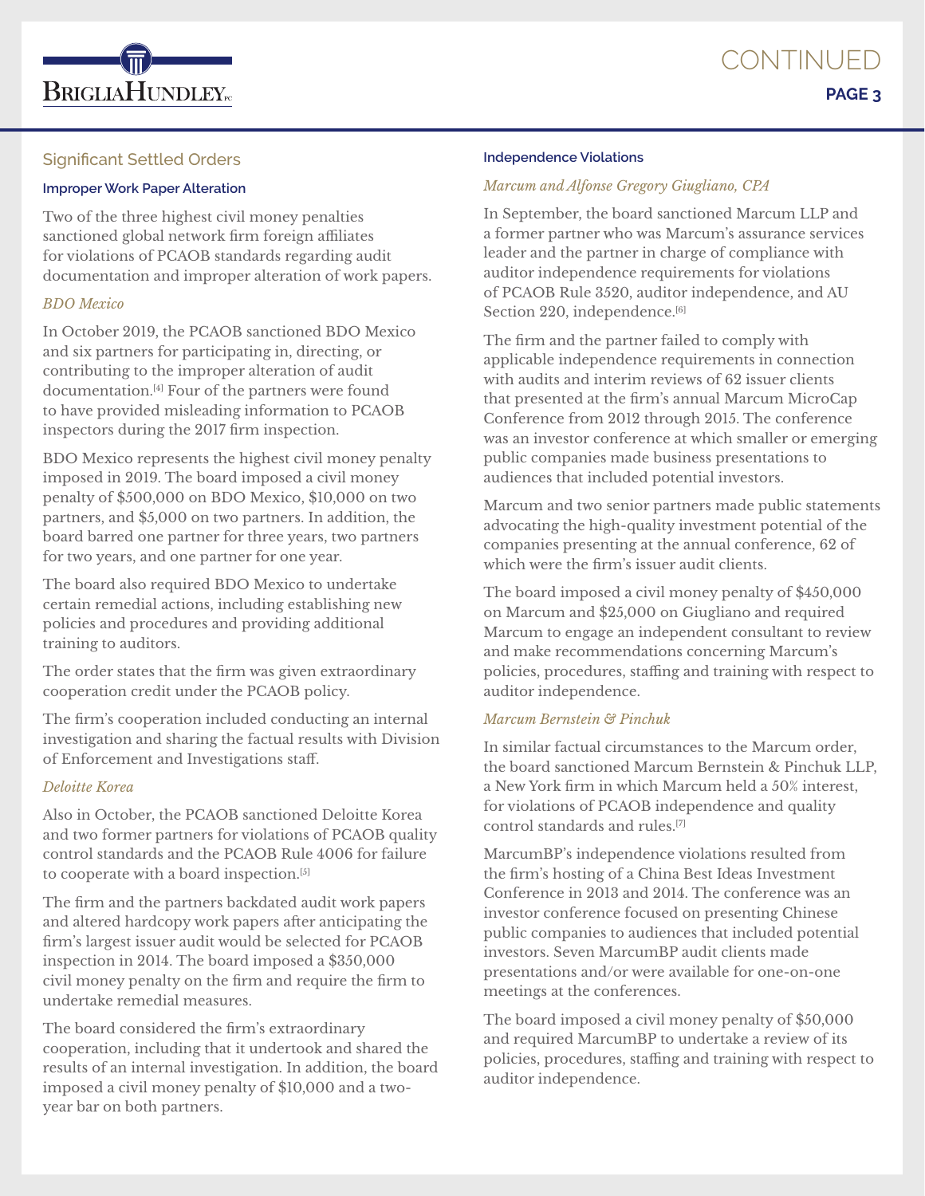## Significant Settled Orders

### Improper Work Paper Alteration

Two of the three highest civil money penalties sanctioned global network firm foreign affiliates for violations of PCAOB standards regarding audit documentation and improper alteration of work papers.

*BDO Mexico*

In October 2019, the PCAOB sanctioned BDO Mexico and six partners for participating in, directing, or contributing to the improper alteration of audit documentation.[4] Four of the partners were found to have provided misleading information to PCAOB inspectors during the 2017 firm inspection.

BDO Mexico represents the highest civil money penalty imposed in 2019. The board imposed a civil money penalty of $500,000 on BDO Mexico, $10,000 on two partners, and $5,000 on two partners. In addition, the board barred one partner for three years, two partners for two years, and one partner for one year.

The board also required BDO Mexico to undertake certain remedial actions, including establishing new policies and procedures and providing additional training to auditors.

The order states that the firm was given extraordinary cooperation credit under the PCAOB policy.

The firm's cooperation included conducting an internal investigation and sharing the factual results with Division of Enforcement and Investigations staff.

*Deloitte Korea*

Also in October, the PCAOB sanctioned Deloitte Korea and two former partners for violations of PCAOB quality control standards and the PCAOB Rule 4006 for failure to cooperate with a board inspection.[5]

The firm and the partners backdated audit work papers and altered hardcopy work papers after anticipating the firm's largest issuer audit would be selected for PCAOB inspection in 2014. The board imposed a $350,000 civil money penalty on the firm and require the firm to undertake remedial measures.

The board considered the firm's extraordinary cooperation, including that it undertook and shared the results of an internal investigation. In addition, the board imposed a civil money penalty of $10,000 and a two-year bar on both partners.

### Independence Violations

*Marcum and Alfonse Gregory Giugliano, CPA*

In September, the board sanctioned Marcum LLP and a former partner who was Marcum's assurance services leader and the partner in charge of compliance with auditor independence requirements for violations of PCAOB Rule 3520, auditor independence, and AU Section 220, independence.[6]

The firm and the partner failed to comply with applicable independence requirements in connection with audits and interim reviews of 62 issuer clients that presented at the firm's annual Marcum MicroCap Conference from 2012 through 2015. The conference was an investor conference at which smaller or emerging public companies made business presentations to audiences that included potential investors.

Marcum and two senior partners made public statements advocating the high-quality investment potential of the companies presenting at the annual conference, 62 of which were the firm's issuer audit clients.

The board imposed a civil money penalty of $450,000 on Marcum and $25,000 on Giugliano and required Marcum to engage an independent consultant to review and make recommendations concerning Marcum's policies, procedures, staffing and training with respect to auditor independence.

*Marcum Bernstein & Pinchuk*

In similar factual circumstances to the Marcum order, the board sanctioned Marcum Bernstein & Pinchuk LLP, a New York firm in which Marcum held a 50% interest, for violations of PCAOB independence and quality control standards and rules.[7]

MarcumBP's independence violations resulted from the firm's hosting of a China Best Ideas Investment Conference in 2013 and 2014. The conference was an investor conference focused on presenting Chinese public companies to audiences that included potential investors. Seven MarcumBP audit clients made presentations and/or were available for one-on-one meetings at the conferences.

The board imposed a civil money penalty of $50,000 and required MarcumBP to undertake a review of its policies, procedures, staffing and training with respect to auditor independence.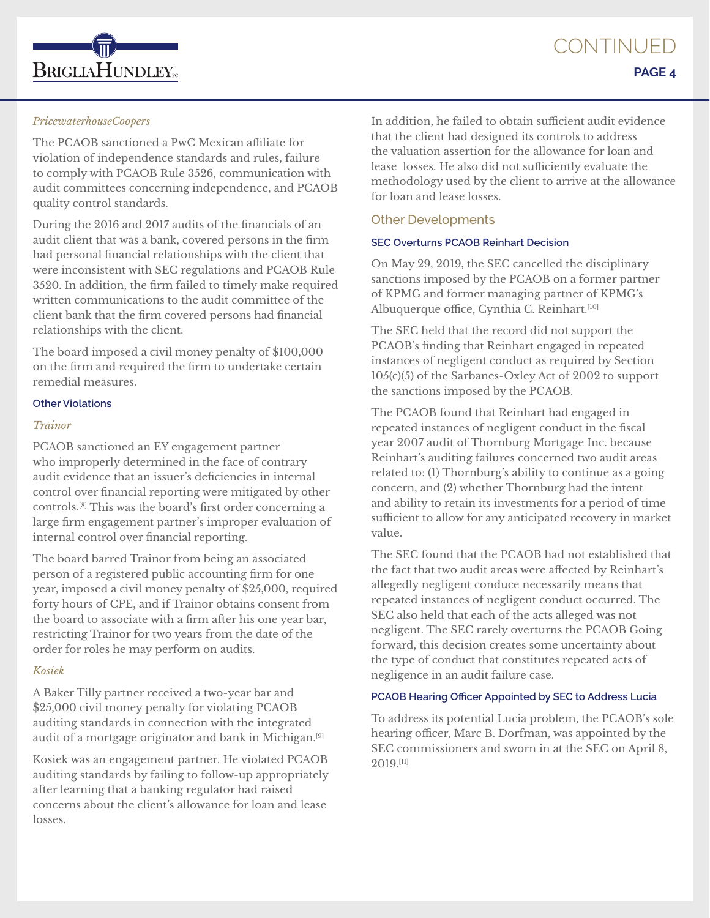*PricewaterhouseCoopers*

The PCAOB sanctioned a PwC Mexican affiliate for violation of independence standards and rules, failure to comply with PCAOB Rule 3526, communication with audit committees concerning independence, and PCAOB quality control standards.

During the 2016 and 2017 audits of the financials of an audit client that was a bank, covered persons in the firm had personal financial relationships with the client that were inconsistent with SEC regulations and PCAOB Rule 3520. In addition, the firm failed to timely make required written communications to the audit committee of the client bank that the firm covered persons had financial relationships with the client.

The board imposed a civil money penalty of $100,000 on the firm and required the firm to undertake certain remedial measures.

#### Other Violations

*Trainor*

PCAOB sanctioned an EY engagement partner who improperly determined in the face of contrary audit evidence that an issuer's deficiencies in internal control over financial reporting were mitigated by other controls.[8] This was the board's first order concerning a large firm engagement partner's improper evaluation of internal control over financial reporting.

The board barred Trainor from being an associated person of a registered public accounting firm for one year, imposed a civil money penalty of $25,000, required forty hours of CPE, and if Trainor obtains consent from the board to associate with a firm after his one year bar, restricting Trainor for two years from the date of the order for roles he may perform on audits.

*Kosiek*

A Baker Tilly partner received a two-year bar and $25,000 civil money penalty for violating PCAOB auditing standards in connection with the integrated audit of a mortgage originator and bank in Michigan.[9]

Kosiek was an engagement partner. He violated PCAOB auditing standards by failing to follow-up appropriately after learning that a banking regulator had raised concerns about the client's allowance for loan and lease losses.

In addition, he failed to obtain sufficient audit evidence that the client had designed its controls to address the valuation assertion for the allowance for loan and lease losses. He also did not sufficiently evaluate the methodology used by the client to arrive at the allowance for loan and lease losses.

### Other Developments

#### SEC Overturns PCAOB Reinhart Decision

On May 29, 2019, the SEC cancelled the disciplinary sanctions imposed by the PCAOB on a former partner of KPMG and former managing partner of KPMG's Albuquerque office, Cynthia C. Reinhart.[10]

The SEC held that the record did not support the PCAOB's finding that Reinhart engaged in repeated instances of negligent conduct as required by Section 105(c)(5) of the Sarbanes-Oxley Act of 2002 to support the sanctions imposed by the PCAOB.

The PCAOB found that Reinhart had engaged in repeated instances of negligent conduct in the fiscal year 2007 audit of Thornburg Mortgage Inc. because Reinhart's auditing failures concerned two audit areas related to: (1) Thornburg's ability to continue as a going concern, and (2) whether Thornburg had the intent and ability to retain its investments for a period of time sufficient to allow for any anticipated recovery in market value.

The SEC found that the PCAOB had not established that the fact that two audit areas were affected by Reinhart's allegedly negligent conduce necessarily means that repeated instances of negligent conduct occurred. The SEC also held that each of the acts alleged was not negligent. The SEC rarely overturns the PCAOB Going forward, this decision creates some uncertainty about the type of conduct that constitutes repeated acts of negligence in an audit failure case.

#### PCAOB Hearing Officer Appointed by SEC to Address Lucia

To address its potential Lucia problem, the PCAOB's sole hearing officer, Marc B. Dorfman, was appointed by the SEC commissioners and sworn in at the SEC on April 8, 2019.[11]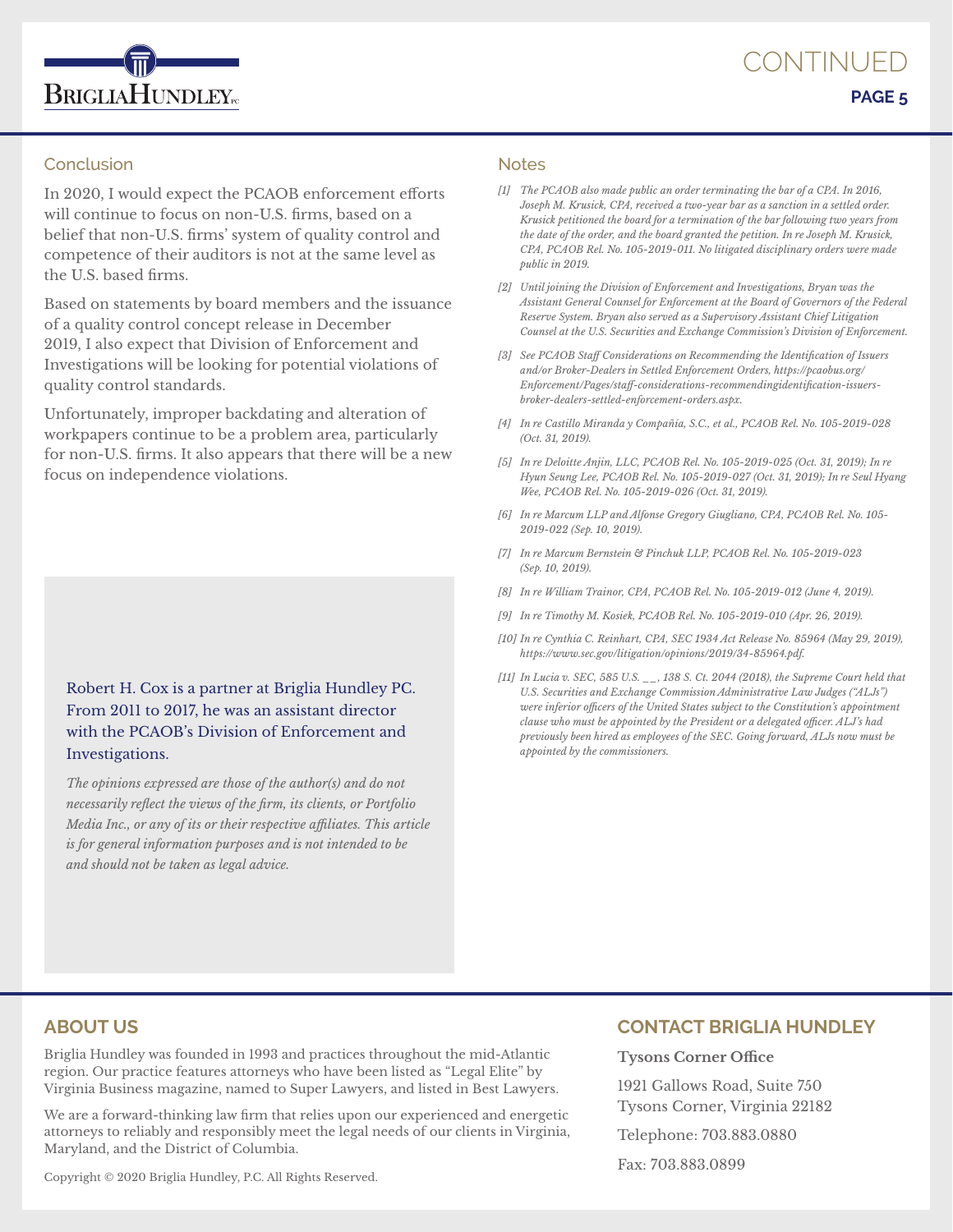## Conclusion

In 2020, I would expect the PCAOB enforcement efforts will continue to focus on non-U.S. firms, based on a belief that non-U.S. firms' system of quality control and competence of their auditors is not at the same level as the U.S. based firms.

Based on statements by board members and the issuance of a quality control concept release in December 2019, I also expect that Division of Enforcement and Investigations will be looking for potential violations of quality control standards.

Unfortunately, improper backdating and alteration of workpapers continue to be a problem area, particularly for non-U.S. firms. It also appears that there will be a new focus on independence violations.

Robert H. Cox is a partner at Briglia Hundley PC. From 2011 to 2017, he was an assistant director with the PCAOB's Division of Enforcement and Investigations.

*The opinions expressed are those of the author(s) and do not necessarily reflect the views of the firm, its clients, or Portfolio Media Inc., or any of its or their respective affiliates. This article is for general information purposes and is not intended to be and should not be taken as legal advice.*

## Notes

*[1] The PCAOB also made public an order terminating the bar of a CPA. In 2016, Joseph M. Krusick, CPA, received a two-year bar as a sanction in a settled order. Krusick petitioned the board for a termination of the bar following two years from the date of the order, and the board granted the petition. In re Joseph M. Krusick, CPA, PCAOB Rel. No. 105-2019-011. No litigated disciplinary orders were made public in 2019.*

*[2] Until joining the Division of Enforcement and Investigations, Bryan was the Assistant General Counsel for Enforcement at the Board of Governors of the Federal Reserve System. Bryan also served as a Supervisory Assistant Chief Litigation Counsel at the U.S. Securities and Exchange Commission's Division of Enforcement.*

*[3] See PCAOB Staff Considerations on Recommending the Identification of Issuers and/or Broker-Dealers in Settled Enforcement Orders, https://pcaobus.org/Enforcement/Pages/staff-considerations-recommendingidentification-issuers-broker-dealers-settled-enforcement-orders.aspx.*

*[4] In re Castillo Miranda y Compañía, S.C., et al., PCAOB Rel. No. 105-2019-028 (Oct. 31, 2019).*

*[5] In re Deloitte Anjin, LLC, PCAOB Rel. No. 105-2019-025 (Oct. 31, 2019); In re Hyun Seung Lee, PCAOB Rel. No. 105-2019-027 (Oct. 31, 2019); In re Seul Hyang Wee, PCAOB Rel. No. 105-2019-026 (Oct. 31, 2019).*

*[6] In re Marcum LLP and Alfonse Gregory Giugliano, CPA, PCAOB Rel. No. 105-2019-022 (Sep. 10, 2019).*

*[7] In re Marcum Bernstein & Pinchuk LLP, PCAOB Rel. No. 105-2019-023 (Sep. 10, 2019).*

*[8] In re William Trainor, CPA, PCAOB Rel. No. 105-2019-012 (June 4, 2019).*

*[9] In re Timothy M. Kosiek, PCAOB Rel. No. 105-2019-010 (Apr. 26, 2019).*

*[10] In re Cynthia C. Reinhart, CPA, SEC 1934 Act Release No. 85964 (May 29, 2019), https://www.sec.gov/litigation/opinions/2019/34-85964.pdf.*

*[11] In Lucia v. SEC, 585 U.S. __, 138 S. Ct. 2044 (2018), the Supreme Court held that U.S. Securities and Exchange Commission Administrative Law Judges ("ALJs") were inferior officers of the United States subject to the Constitution's appointment clause who must be appointed by the President or a delegated officer. ALJ's had previously been hired as employees of the SEC. Going forward, ALJs now must be appointed by the commissioners.*

## ABOUT US

Briglia Hundley was founded in 1993 and practices throughout the mid-Atlantic region. Our practice features attorneys who have been listed as "Legal Elite" by Virginia Business magazine, named to Super Lawyers, and listed in Best Lawyers.

We are a forward-thinking law firm that relies upon our experienced and energetic attorneys to reliably and responsibly meet the legal needs of our clients in Virginia, Maryland, and the District of Columbia.

Copyright © 2020 Briglia Hundley, P.C. All Rights Reserved.

## CONTACT BRIGLIA HUNDLEY

**Tysons Corner Office**

1921 Gallows Road, Suite 750
Tysons Corner, Virginia 22182

Telephone: 703.883.0880

Fax: 703.883.0899